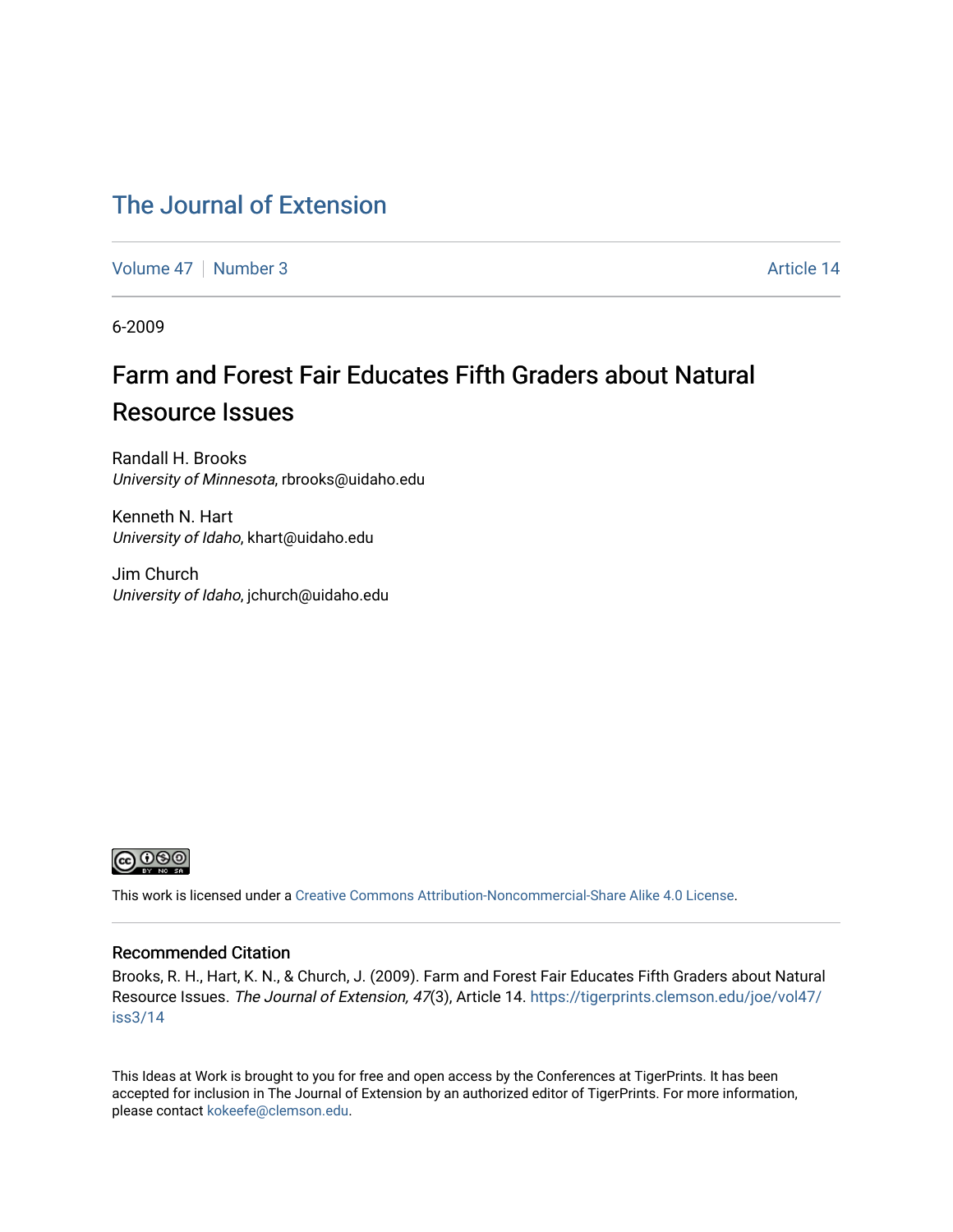# The Journal of Extension

Volume 47 | Number 3 | Article 14

6-2009

## Farm and Forest Fair Educates Fifth Graders about Natural Resource Issues

Randall H. Brooks
*University of Minnesota*, rbrooks@uidaho.edu

Kenneth N. Hart
*University of Idaho*, khart@uidaho.edu

Jim Church
*University of Idaho*, jchurch@uidaho.edu

This work is licensed under a Creative Commons Attribution-Noncommercial-Share Alike 4.0 License.

### Recommended Citation

Brooks, R. H., Hart, K. N., & Church, J. (2009). Farm and Forest Fair Educates Fifth Graders about Natural Resource Issues. *The Journal of Extension, 47*(3), Article 14. https://tigerprints.clemson.edu/joe/vol47/iss3/14

This Ideas at Work is brought to you for free and open access by the Conferences at TigerPrints. It has been accepted for inclusion in The Journal of Extension by an authorized editor of TigerPrints. For more information, please contact kokeefe@clemson.edu.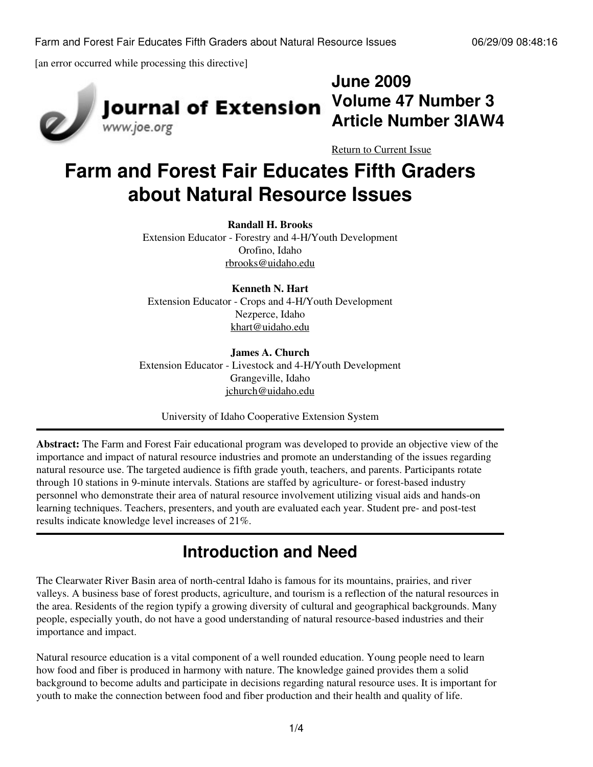[an error occurred while processing this directive]

**June 2009**
**Volume 47 Number 3**
**Article Number 3IAW4**

Return to Current Issue

# Farm and Forest Fair Educates Fifth Graders about Natural Resource Issues

**Randall H. Brooks**
Extension Educator - Forestry and 4-H/Youth Development
Orofino, Idaho
rbrooks@uidaho.edu

**Kenneth N. Hart**
Extension Educator - Crops and 4-H/Youth Development
Nezperce, Idaho
khart@uidaho.edu

**James A. Church**
Extension Educator - Livestock and 4-H/Youth Development
Grangeville, Idaho
jchurch@uidaho.edu

University of Idaho Cooperative Extension System

**Abstract:** The Farm and Forest Fair educational program was developed to provide an objective view of the importance and impact of natural resource industries and promote an understanding of the issues regarding natural resource use. The targeted audience is fifth grade youth, teachers, and parents. Participants rotate through 10 stations in 9-minute intervals. Stations are staffed by agriculture- or forest-based industry personnel who demonstrate their area of natural resource involvement utilizing visual aids and hands-on learning techniques. Teachers, presenters, and youth are evaluated each year. Student pre- and post-test results indicate knowledge level increases of 21%.

## Introduction and Need

The Clearwater River Basin area of north-central Idaho is famous for its mountains, prairies, and river valleys. A business base of forest products, agriculture, and tourism is a reflection of the natural resources in the area. Residents of the region typify a growing diversity of cultural and geographical backgrounds. Many people, especially youth, do not have a good understanding of natural resource-based industries and their importance and impact.

Natural resource education is a vital component of a well rounded education. Young people need to learn how food and fiber is produced in harmony with nature. The knowledge gained provides them a solid background to become adults and participate in decisions regarding natural resource uses. It is important for youth to make the connection between food and fiber production and their health and quality of life.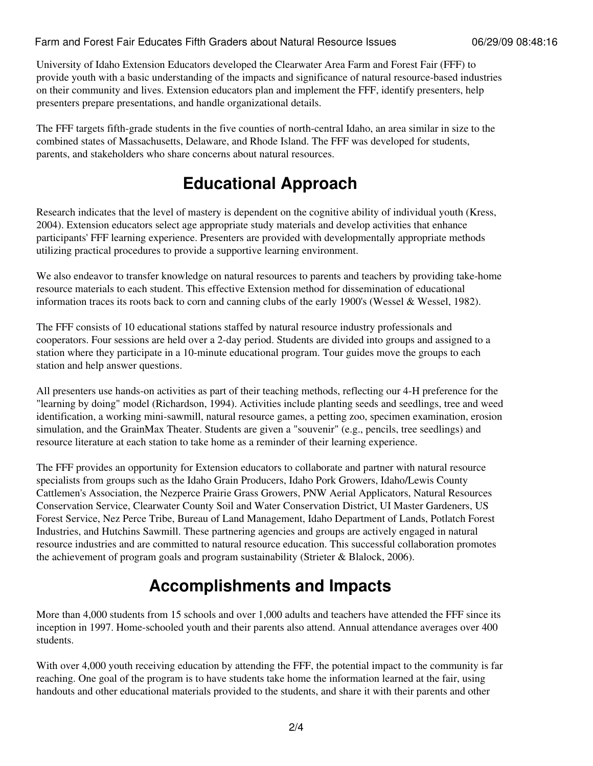University of Idaho Extension Educators developed the Clearwater Area Farm and Forest Fair (FFF) to provide youth with a basic understanding of the impacts and significance of natural resource-based industries on their community and lives. Extension educators plan and implement the FFF, identify presenters, help presenters prepare presentations, and handle organizational details.

The FFF targets fifth-grade students in the five counties of north-central Idaho, an area similar in size to the combined states of Massachusetts, Delaware, and Rhode Island. The FFF was developed for students, parents, and stakeholders who share concerns about natural resources.

# Educational Approach

Research indicates that the level of mastery is dependent on the cognitive ability of individual youth (Kress, 2004). Extension educators select age appropriate study materials and develop activities that enhance participants' FFF learning experience. Presenters are provided with developmentally appropriate methods utilizing practical procedures to provide a supportive learning environment.

We also endeavor to transfer knowledge on natural resources to parents and teachers by providing take-home resource materials to each student. This effective Extension method for dissemination of educational information traces its roots back to corn and canning clubs of the early 1900's (Wessel & Wessel, 1982).

The FFF consists of 10 educational stations staffed by natural resource industry professionals and cooperators. Four sessions are held over a 2-day period. Students are divided into groups and assigned to a station where they participate in a 10-minute educational program. Tour guides move the groups to each station and help answer questions.

All presenters use hands-on activities as part of their teaching methods, reflecting our 4-H preference for the "learning by doing" model (Richardson, 1994). Activities include planting seeds and seedlings, tree and weed identification, a working mini-sawmill, natural resource games, a petting zoo, specimen examination, erosion simulation, and the GrainMax Theater. Students are given a "souvenir" (e.g., pencils, tree seedlings) and resource literature at each station to take home as a reminder of their learning experience.

The FFF provides an opportunity for Extension educators to collaborate and partner with natural resource specialists from groups such as the Idaho Grain Producers, Idaho Pork Growers, Idaho/Lewis County Cattlemen's Association, the Nezperce Prairie Grass Growers, PNW Aerial Applicators, Natural Resources Conservation Service, Clearwater County Soil and Water Conservation District, UI Master Gardeners, US Forest Service, Nez Perce Tribe, Bureau of Land Management, Idaho Department of Lands, Potlatch Forest Industries, and Hutchins Sawmill. These partnering agencies and groups are actively engaged in natural resource industries and are committed to natural resource education. This successful collaboration promotes the achievement of program goals and program sustainability (Strieter & Blalock, 2006).

# Accomplishments and Impacts

More than 4,000 students from 15 schools and over 1,000 adults and teachers have attended the FFF since its inception in 1997. Home-schooled youth and their parents also attend. Annual attendance averages over 400 students.

With over 4,000 youth receiving education by attending the FFF, the potential impact to the community is far reaching. One goal of the program is to have students take home the information learned at the fair, using handouts and other educational materials provided to the students, and share it with their parents and other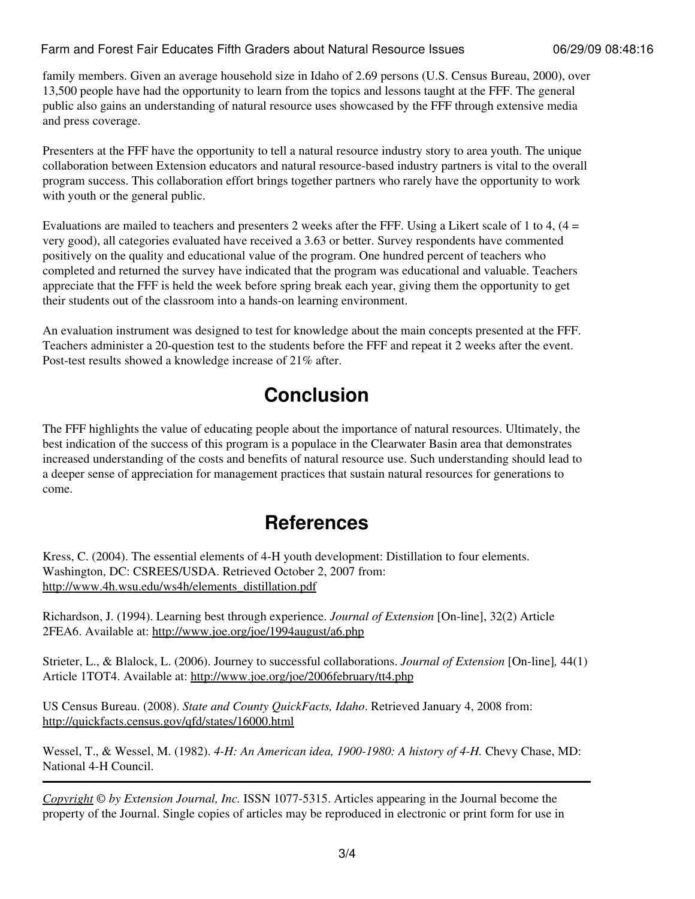family members. Given an average household size in Idaho of 2.69 persons (U.S. Census Bureau, 2000), over 13,500 people have had the opportunity to learn from the topics and lessons taught at the FFF. The general public also gains an understanding of natural resource uses showcased by the FFF through extensive media and press coverage.

Presenters at the FFF have the opportunity to tell a natural resource industry story to area youth. The unique collaboration between Extension educators and natural resource-based industry partners is vital to the overall program success. This collaboration effort brings together partners who rarely have the opportunity to work with youth or the general public.

Evaluations are mailed to teachers and presenters 2 weeks after the FFF. Using a Likert scale of 1 to 4, (4 = very good), all categories evaluated have received a 3.63 or better. Survey respondents have commented positively on the quality and educational value of the program. One hundred percent of teachers who completed and returned the survey have indicated that the program was educational and valuable. Teachers appreciate that the FFF is held the week before spring break each year, giving them the opportunity to get their students out of the classroom into a hands-on learning environment.

An evaluation instrument was designed to test for knowledge about the main concepts presented at the FFF. Teachers administer a 20-question test to the students before the FFF and repeat it 2 weeks after the event. Post-test results showed a knowledge increase of 21% after.

## Conclusion

The FFF highlights the value of educating people about the importance of natural resources. Ultimately, the best indication of the success of this program is a populace in the Clearwater Basin area that demonstrates increased understanding of the costs and benefits of natural resource use. Such understanding should lead to a deeper sense of appreciation for management practices that sustain natural resources for generations to come.

## References

Kress, C. (2004). The essential elements of 4-H youth development: Distillation to four elements. Washington, DC: CSREES/USDA. Retrieved October 2, 2007 from: http://www.4h.wsu.edu/ws4h/elements_distillation.pdf

Richardson, J. (1994). Learning best through experience. *Journal of Extension* [On-line], 32(2) Article 2FEA6. Available at: http://www.joe.org/joe/1994august/a6.php

Strieter, L., & Blalock, L. (2006). Journey to successful collaborations. *Journal of Extension* [On-line], 44(1) Article 1TOT4. Available at: http://www.joe.org/joe/2006february/tt4.php

US Census Bureau. (2008). *State and County QuickFacts, Idaho*. Retrieved January 4, 2008 from: http://quickfacts.census.gov/qfd/states/16000.html

Wessel, T., & Wessel, M. (1982). *4-H: An American idea, 1900-1980: A history of 4-H.* Chevy Chase, MD: National 4-H Council.

---

*Copyright © by Extension Journal, Inc.* ISSN 1077-5315. Articles appearing in the Journal become the property of the Journal. Single copies of articles may be reproduced in electronic or print form for use in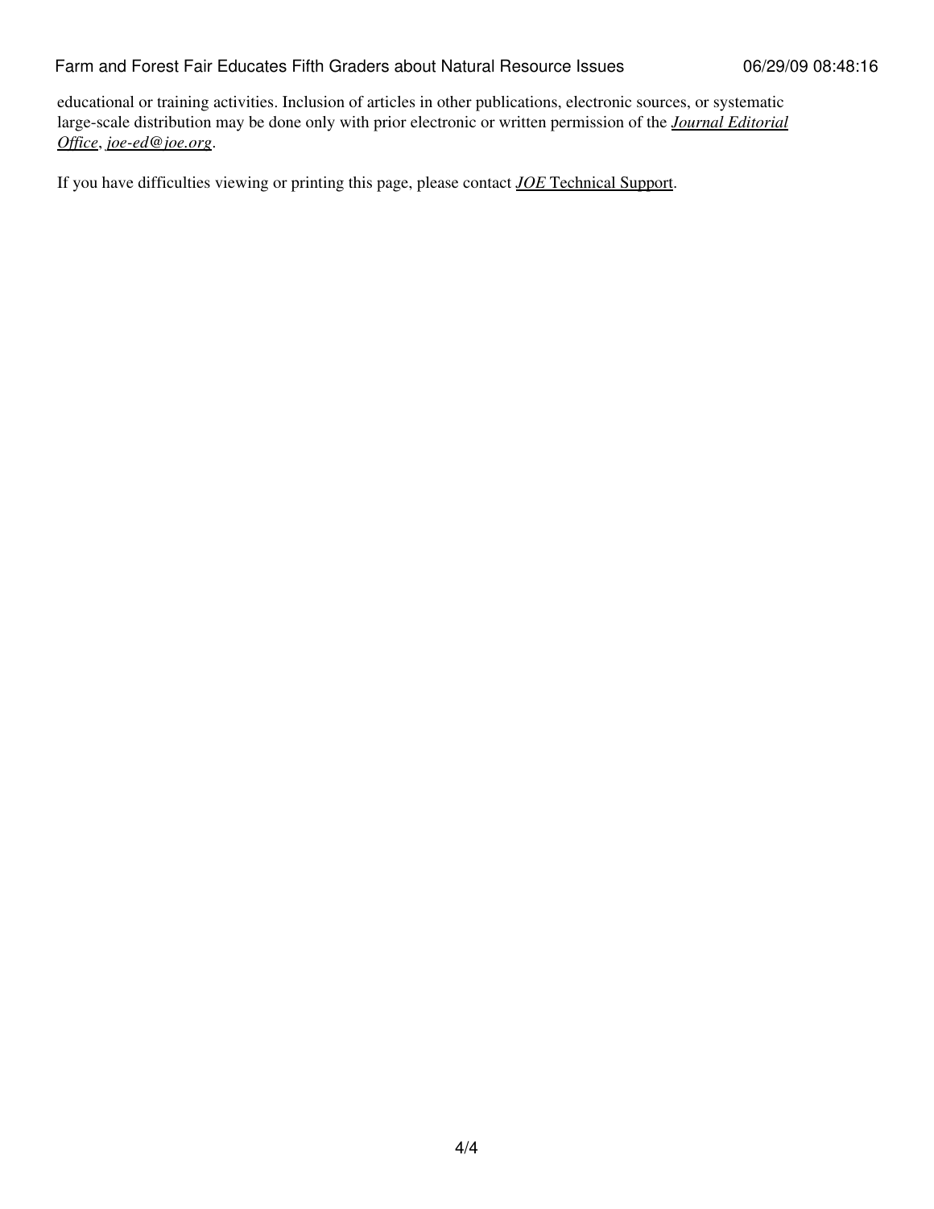educational or training activities. Inclusion of articles in other publications, electronic sources, or systematic large-scale distribution may be done only with prior electronic or written permission of the *Journal Editorial Office*, *joe-ed@joe.org*.

If you have difficulties viewing or printing this page, please contact *JOE* Technical Support.